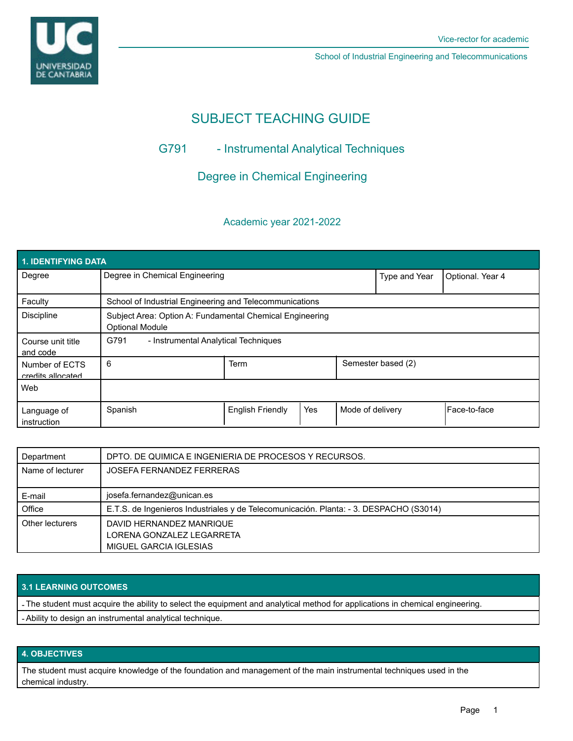Vice-rector for academic

School of Industrial Engineering and Telecommunications

# SUBJECT TEACHING GUIDE

## G791 - Instrumental Analytical Techniques

## Degree in Chemical Engineering

### Academic year 2021-2022

| 1. IDENTIFYING DATA | | | | | |
|---|---|---|---|---|---|
| Degree | Degree in Chemical Engineering | | | Type and Year | Optional. Year 4 |
| Faculty | School of Industrial Engineering and Telecommunications | | | | |
| Discipline | Subject Area: Option A: Fundamental Chemical Engineering<br>Optional Module | | | | |
| Course unit title and code | G791 - Instrumental Analytical Techniques | | | | |
| Number of ECTS credits allocated | 6 | Term | | Semester based (2) | |
| Web | | | | | |
| Language of instruction | Spanish | English Friendly | Yes | Mode of delivery | Face-to-face |

| | |
|---|---|
| Department | DPTO. DE QUIMICA E INGENIERIA DE PROCESOS Y RECURSOS. |
| Name of lecturer | JOSEFA FERNANDEZ FERRERAS |
| E-mail | josefa.fernandez@unican.es |
| Office | E.T.S. de Ingenieros Industriales y de Telecomunicación. Planta: - 3. DESPACHO (S3014) |
| Other lecturers | DAVID HERNANDEZ MANRIQUE<br>LORENA GONZALEZ LEGARRETA<br>MIGUEL GARCIA IGLESIAS |

## 3.1 LEARNING OUTCOMES

- The student must acquire the ability to select the equipment and analytical method for applications in chemical engineering.
- Ability to design an instrumental analytical technique.

## 4. OBJECTIVES

The student must acquire knowledge of the foundation and management of the main instrumental techniques used in the chemical industry.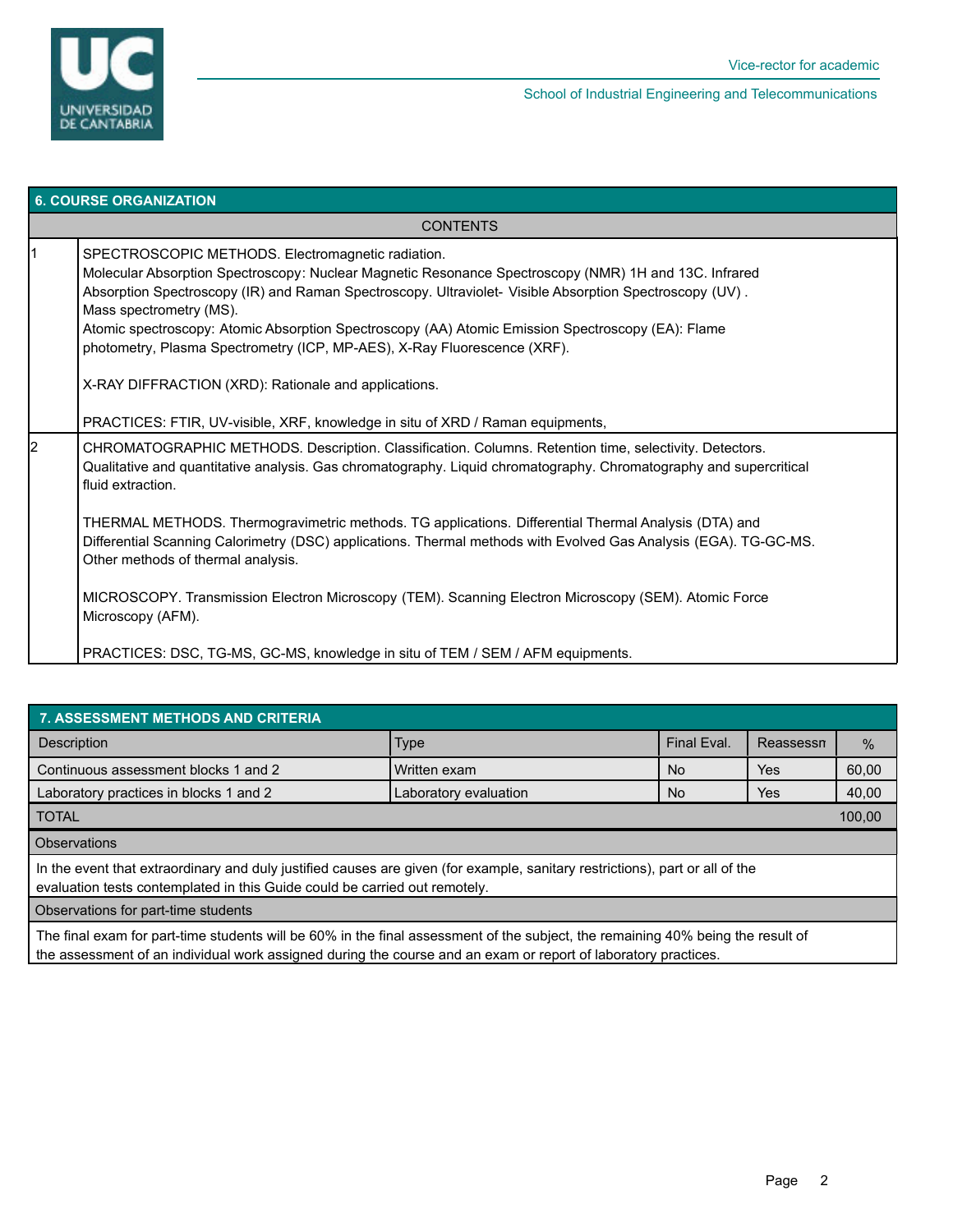## 6. COURSE ORGANIZATION

| | CONTENTS |
|---|---|
| 1 | SPECTROSCOPIC METHODS. Electromagnetic radiation.<br>Molecular Absorption Spectroscopy: Nuclear Magnetic Resonance Spectroscopy (NMR) 1H and 13C. Infrared Absorption Spectroscopy (IR) and Raman Spectroscopy. Ultraviolet- Visible Absorption Spectroscopy (UV) .<br>Mass spectrometry (MS).<br>Atomic spectroscopy: Atomic Absorption Spectroscopy (AA) Atomic Emission Spectroscopy (EA): Flame photometry, Plasma Spectrometry (ICP, MP-AES), X-Ray Fluorescence (XRF).<br><br>X-RAY DIFFRACTION (XRD): Rationale and applications.<br><br>PRACTICES: FTIR, UV-visible, XRF, knowledge in situ of XRD / Raman equipments, |
| 2 | CHROMATOGRAPHIC METHODS. Description. Classification. Columns. Retention time, selectivity. Detectors. Qualitative and quantitative analysis. Gas chromatography. Liquid chromatography. Chromatography and supercritical fluid extraction.<br><br>THERMAL METHODS. Thermogravimetric methods. TG applications. Differential Thermal Analysis (DTA) and Differential Scanning Calorimetry (DSC) applications. Thermal methods with Evolved Gas Analysis (EGA). TG-GC-MS. Other methods of thermal analysis.<br><br>MICROSCOPY. Transmission Electron Microscopy (TEM). Scanning Electron Microscopy (SEM). Atomic Force Microscopy (AFM).<br><br>PRACTICES: DSC, TG-MS, GC-MS, knowledge in situ of TEM / SEM / AFM equipments. |

## 7. ASSESSMENT METHODS AND CRITERIA

| Description | Type | Final Eval. | Reassessn | % |
|---|---|---|---|---|
| Continuous assessment blocks 1 and 2 | Written exam | No | Yes | 60,00 |
| Laboratory practices in blocks 1 and 2 | Laboratory evaluation | No | Yes | 40,00 |
| TOTAL | | | | 100,00 |

**Observations**

In the event that extraordinary and duly justified causes are given (for example, sanitary restrictions), part or all of the evaluation tests contemplated in this Guide could be carried out remotely.

**Observations for part-time students**

The final exam for part-time students will be 60% in the final assessment of the subject, the remaining 40% being the result of the assessment of an individual work assigned during the course and an exam or report of laboratory practices.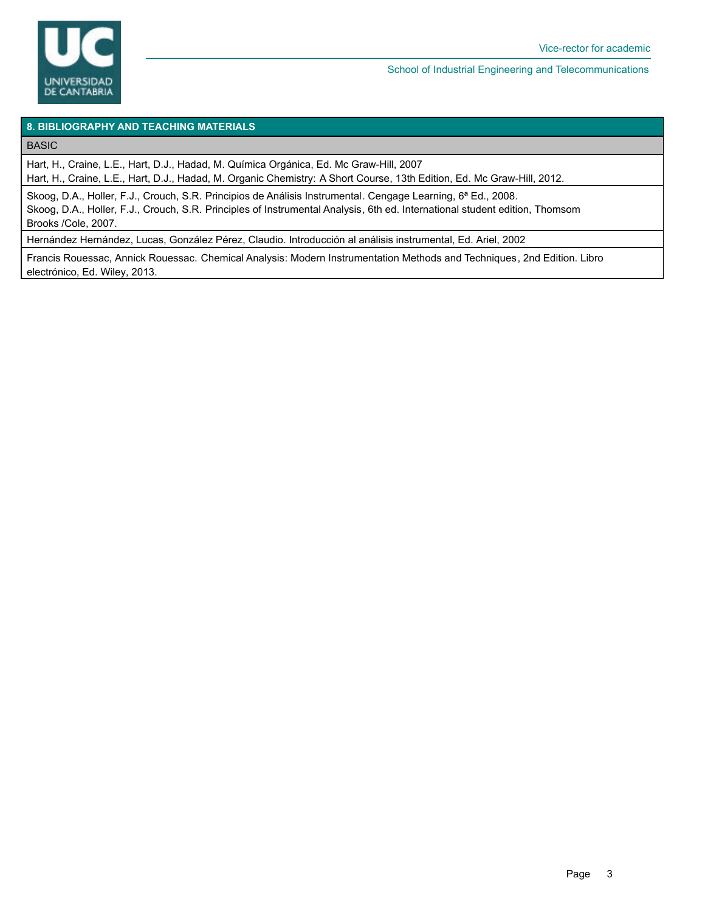## 8. BIBLIOGRAPHY AND TEACHING MATERIALS

### BASIC

Hart, H., Craine, L.E., Hart, D.J., Hadad, M. Química Orgánica, Ed. Mc Graw-Hill, 2007
Hart, H., Craine, L.E., Hart, D.J., Hadad, M. Organic Chemistry: A Short Course, 13th Edition, Ed. Mc Graw-Hill, 2012.

Skoog, D.A., Holler, F.J., Crouch, S.R. Principios de Análisis Instrumental. Cengage Learning, 6ª Ed., 2008.
Skoog, D.A., Holler, F.J., Crouch, S.R. Principles of Instrumental Analysis, 6th ed. International student edition, Thomsom Brooks /Cole, 2007.

Hernández Hernández, Lucas, González Pérez, Claudio. Introducción al análisis instrumental, Ed. Ariel, 2002

Francis Rouessac, Annick Rouessac. Chemical Analysis: Modern Instrumentation Methods and Techniques, 2nd Edition. Libro electrónico, Ed. Wiley, 2013.